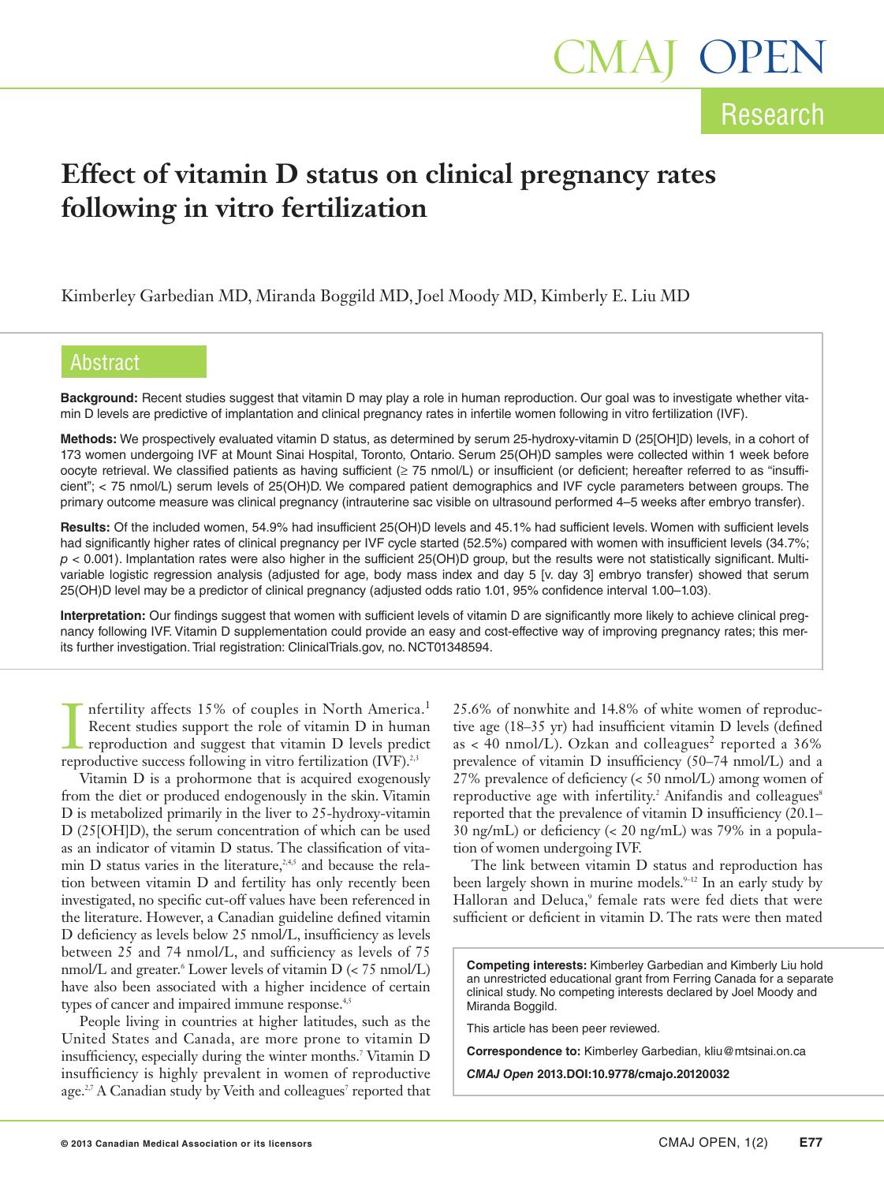Research

# Effect of vitamin D status on clinical pregnancy rates following in vitro fertilization

Kimberley Garbedian MD, Miranda Boggild MD, Joel Moody MD, Kimberly E. Liu MD

## Abstract

**Background:** Recent studies suggest that vitamin D may play a role in human reproduction. Our goal was to investigate whether vitamin D levels are predictive of implantation and clinical pregnancy rates in infertile women following in vitro fertilization (IVF).

**Methods:** We prospectively evaluated vitamin D status, as determined by serum 25-hydroxy-vitamin D (25[OH]D) levels, in a cohort of 173 women undergoing IVF at Mount Sinai Hospital, Toronto, Ontario. Serum 25(OH)D samples were collected within 1 week before oocyte retrieval. We classified patients as having sufficient (≥ 75 nmol/L) or insufficient (or deficient; hereafter referred to as "insufficient"; < 75 nmol/L) serum levels of 25(OH)D. We compared patient demographics and IVF cycle parameters between groups. The primary outcome measure was clinical pregnancy (intrauterine sac visible on ultrasound performed 4–5 weeks after embryo transfer).

**Results:** Of the included women, 54.9% had insufficient 25(OH)D levels and 45.1% had sufficient levels. Women with sufficient levels had significantly higher rates of clinical pregnancy per IVF cycle started (52.5%) compared with women with insufficient levels (34.7%; $p < 0.001$). Implantation rates were also higher in the sufficient 25(OH)D group, but the results were not statistically significant. Multivariable logistic regression analysis (adjusted for age, body mass index and day 5 [v. day 3] embryo transfer) showed that serum 25(OH)D level may be a predictor of clinical pregnancy (adjusted odds ratio 1.01, 95% confidence interval 1.00–1.03).

**Interpretation:** Our findings suggest that women with sufficient levels of vitamin D are significantly more likely to achieve clinical pregnancy following IVF. Vitamin D supplementation could provide an easy and cost-effective way of improving pregnancy rates; this merits further investigation. Trial registration: ClinicalTrials.gov, no. NCT01348594.

Infertility affects 15% of couples in North America.[1] Recent studies support the role of vitamin D in human reproduction and suggest that vitamin D levels predict reproductive success following in vitro fertilization (IVF).[2,3]

Vitamin D is a prohormone that is acquired exogenously from the diet or produced endogenously in the skin. Vitamin D is metabolized primarily in the liver to 25-hydroxy-vitamin D (25[OH]D), the serum concentration of which can be used as an indicator of vitamin D status. The classification of vitamin D status varies in the literature,[2,4,5] and because the relation between vitamin D and fertility has only recently been investigated, no specific cut-off values have been referenced in the literature. However, a Canadian guideline defined vitamin D deficiency as levels below 25 nmol/L, insufficiency as levels between 25 and 74 nmol/L, and sufficiency as levels of 75 nmol/L and greater.[6] Lower levels of vitamin D (< 75 nmol/L) have also been associated with a higher incidence of certain types of cancer and impaired immune response.[4,5]

People living in countries at higher latitudes, such as the United States and Canada, are more prone to vitamin D insufficiency, especially during the winter months.[7] Vitamin D insufficiency is highly prevalent in women of reproductive age.[2,7] A Canadian study by Veith and colleagues[7] reported that 25.6% of nonwhite and 14.8% of white women of reproductive age (18–35 yr) had insufficient vitamin D levels (defined as < 40 nmol/L). Ozkan and colleagues[2] reported a 36% prevalence of vitamin D insufficiency (50–74 nmol/L) and a 27% prevalence of deficiency (< 50 nmol/L) among women of reproductive age with infertility.[2] Anifandis and colleagues[8] reported that the prevalence of vitamin D insufficiency (20.1–30 ng/mL) or deficiency (< 20 ng/mL) was 79% in a population of women undergoing IVF.

The link between vitamin D status and reproduction has been largely shown in murine models.[9–12] In an early study by Halloran and Deluca,[9] female rats were fed diets that were sufficient or deficient in vitamin D. The rats were then mated

**Competing interests:** Kimberley Garbedian and Kimberly Liu hold an unrestricted educational grant from Ferring Canada for a separate clinical study. No competing interests declared by Joel Moody and Miranda Boggild.

This article has been peer reviewed.

**Correspondence to:** Kimberley Garbedian, kliu@mtsinai.on.ca

***CMAJ Open*** **2013.DOI:10.9778/cmajo.20120032**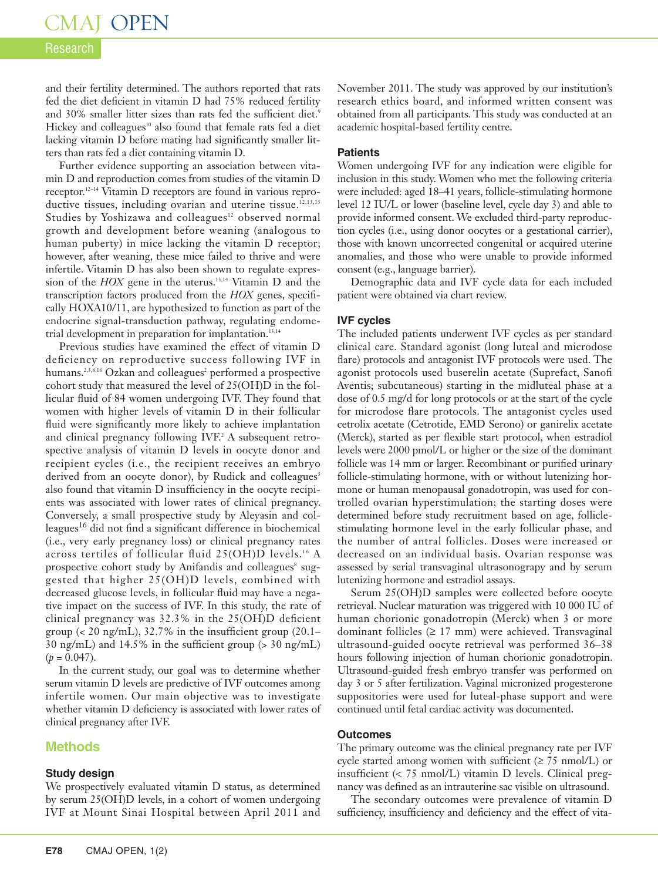and their fertility determined. The authors reported that rats fed the diet deficient in vitamin D had 75% reduced fertility and 30% smaller litter sizes than rats fed the sufficient diet.[9] Hickey and colleagues[10] also found that female rats fed a diet lacking vitamin D before mating had significantly smaller litters than rats fed a diet containing vitamin D.

Further evidence supporting an association between vitamin D and reproduction comes from studies of the vitamin D receptor.[12–14] Vitamin D receptors are found in various reproductive tissues, including ovarian and uterine tissue.[12,13,15] Studies by Yoshizawa and colleagues[12] observed normal growth and development before weaning (analogous to human puberty) in mice lacking the vitamin D receptor; however, after weaning, these mice failed to thrive and were infertile. Vitamin D has also been shown to regulate expression of the *HOX* gene in the uterus.[13,14] Vitamin D and the transcription factors produced from the *HOX* genes, specifically HOXA10/11, are hypothesized to function as part of the endocrine signal-transduction pathway, regulating endometrial development in preparation for implantation.[13,14]

Previous studies have examined the effect of vitamin D deficiency on reproductive success following IVF in humans.[2,3,8,16] Ozkan and colleagues[2] performed a prospective cohort study that measured the level of 25(OH)D in the follicular fluid of 84 women undergoing IVF. They found that women with higher levels of vitamin D in their follicular fluid were significantly more likely to achieve implantation and clinical pregnancy following IVF.[2] A subsequent retrospective analysis of vitamin D levels in oocyte donor and recipient cycles (i.e., the recipient receives an embryo derived from an oocyte donor), by Rudick and colleagues[3] also found that vitamin D insufficiency in the oocyte recipients was associated with lower rates of clinical pregnancy. Conversely, a small prospective study by Aleyasin and colleagues[16] did not find a significant difference in biochemical (i.e., very early pregnancy loss) or clinical pregnancy rates across tertiles of follicular fluid 25(OH)D levels.[16] A prospective cohort study by Anifandis and colleagues[8] suggested that higher 25(OH)D levels, combined with decreased glucose levels, in follicular fluid may have a negative impact on the success of IVF. In this study, the rate of clinical pregnancy was 32.3% in the 25(OH)D deficient group (< 20 ng/mL), 32.7% in the insufficient group (20.1–30 ng/mL) and 14.5% in the sufficient group (> 30 ng/mL) ($p = 0.047$).

In the current study, our goal was to determine whether serum vitamin D levels are predictive of IVF outcomes among infertile women. Our main objective was to investigate whether vitamin D deficiency is associated with lower rates of clinical pregnancy after IVF.

## Methods

### Study design

We prospectively evaluated vitamin D status, as determined by serum 25(OH)D levels, in a cohort of women undergoing IVF at Mount Sinai Hospital between April 2011 and November 2011. The study was approved by our institution's research ethics board, and informed written consent was obtained from all participants. This study was conducted at an academic hospital-based fertility centre.

### Patients

Women undergoing IVF for any indication were eligible for inclusion in this study. Women who met the following criteria were included: aged 18–41 years, follicle-stimulating hormone level 12 IU/L or lower (baseline level, cycle day 3) and able to provide informed consent. We excluded third-party reproduction cycles (i.e., using donor oocytes or a gestational carrier), those with known uncorrected congenital or acquired uterine anomalies, and those who were unable to provide informed consent (e.g., language barrier).

Demographic data and IVF cycle data for each included patient were obtained via chart review.

### IVF cycles

The included patients underwent IVF cycles as per standard clinical care. Standard agonist (long luteal and microdose flare) protocols and antagonist IVF protocols were used. The agonist protocols used buserelin acetate (Suprefact, Sanofi Aventis; subcutaneous) starting in the midluteal phase at a dose of 0.5 mg/d for long protocols or at the start of the cycle for microdose flare protocols. The antagonist cycles used cetrolix acetate (Cetrotide, EMD Serono) or ganirelix acetate (Merck), started as per flexible start protocol, when estradiol levels were 2000 pmol/L or higher or the size of the dominant follicle was 14 mm or larger. Recombinant or purified urinary follicle-stimulating hormone, with or without lutenizing hormone or human menopausal gonadotropin, was used for controlled ovarian hyperstimulation; the starting doses were determined before study recruitment based on age, follicle-stimulating hormone level in the early follicular phase, and the number of antral follicles. Doses were increased or decreased on an individual basis. Ovarian response was assessed by serial transvaginal ultrasonograpy and by serum lutenizing hormone and estradiol assays.

Serum 25(OH)D samples were collected before oocyte retrieval. Nuclear maturation was triggered with 10 000 IU of human chorionic gonadotropin (Merck) when 3 or more dominant follicles (≥ 17 mm) were achieved. Transvaginal ultrasound-guided oocyte retrieval was performed 36–38 hours following injection of human chorionic gonadotropin. Ultrasound-guided fresh embryo transfer was performed on day 3 or 5 after fertilization. Vaginal micronized progesterone suppositories were used for luteal-phase support and were continued until fetal cardiac activity was documented.

### Outcomes

The primary outcome was the clinical pregnancy rate per IVF cycle started among women with sufficient (≥ 75 nmol/L) or insufficient (< 75 nmol/L) vitamin D levels. Clinical pregnancy was defined as an intrauterine sac visible on ultrasound.

The secondary outcomes were prevalence of vitamin D sufficiency, insufficiency and deficiency and the effect of vita-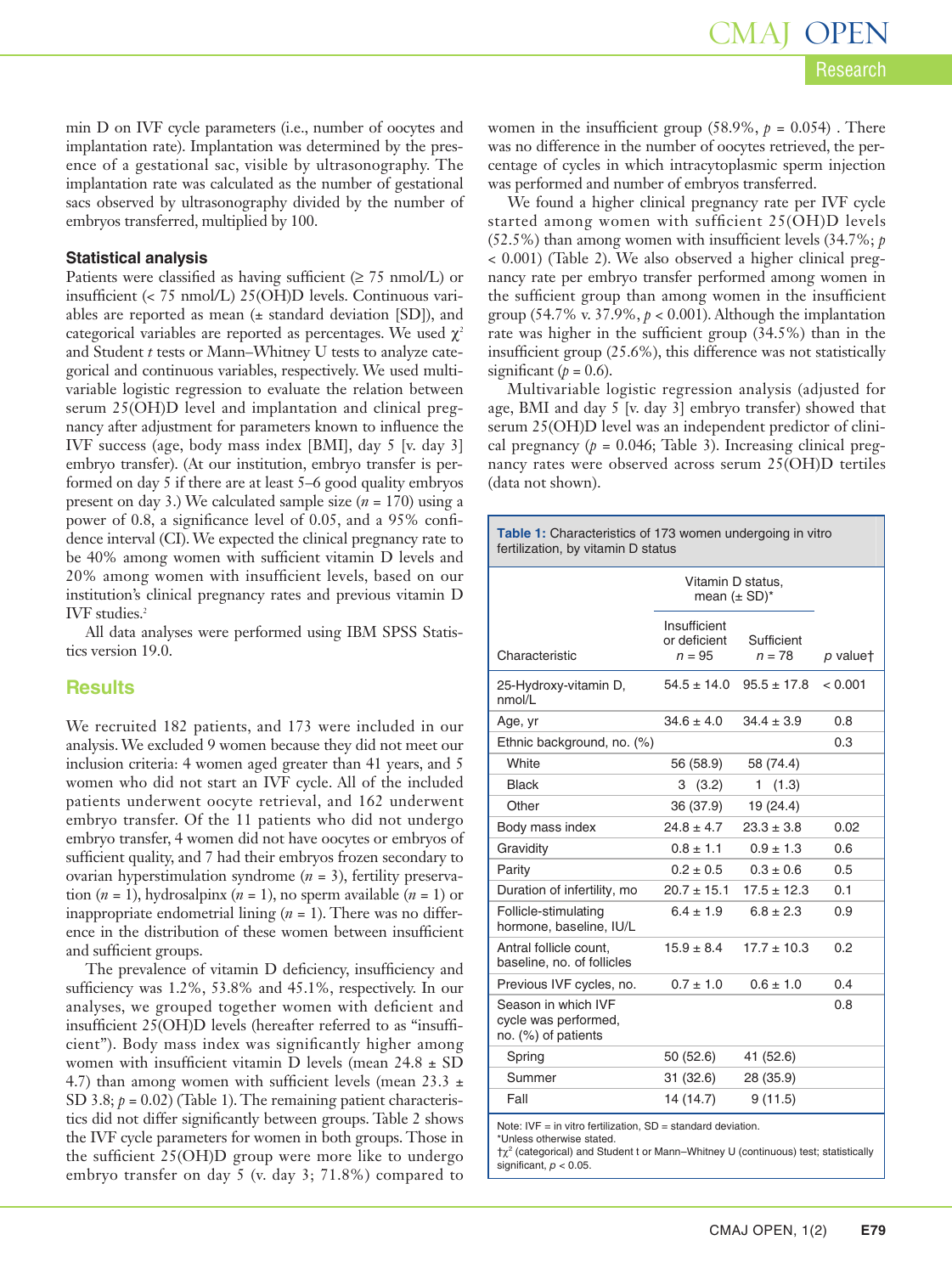min D on IVF cycle parameters (i.e., number of oocytes and implantation rate). Implantation was determined by the presence of a gestational sac, visible by ultrasonography. The implantation rate was calculated as the number of gestational sacs observed by ultrasonography divided by the number of embryos transferred, multiplied by 100.

### Statistical analysis

Patients were classified as having sufficient (≥ 75 nmol/L) or insufficient (< 75 nmol/L) 25(OH)D levels. Continuous variables are reported as mean (± standard deviation [SD]), and categorical variables are reported as percentages. We used $\chi^2$ and Student *t* tests or Mann–Whitney U tests to analyze categorical and continuous variables, respectively. We used multivariable logistic regression to evaluate the relation between serum 25(OH)D level and implantation and clinical pregnancy after adjustment for parameters known to influence the IVF success (age, body mass index [BMI], day 5 [v. day 3] embryo transfer). (At our institution, embryo transfer is performed on day 5 if there are at least 5–6 good quality embryos present on day 3.) We calculated sample size ($n$ = 170) using a power of 0.8, a significance level of 0.05, and a 95% confidence interval (CI). We expected the clinical pregnancy rate to be 40% among women with sufficient vitamin D levels and 20% among women with insufficient levels, based on our institution's clinical pregnancy rates and previous vitamin D IVF studies.[2]

All data analyses were performed using IBM SPSS Statistics version 19.0.

## Results

We recruited 182 patients, and 173 were included in our analysis. We excluded 9 women because they did not meet our inclusion criteria: 4 women aged greater than 41 years, and 5 women who did not start an IVF cycle. All of the included patients underwent oocyte retrieval, and 162 underwent embryo transfer. Of the 11 patients who did not undergo embryo transfer, 4 women did not have oocytes or embryos of sufficient quality, and 7 had their embryos frozen secondary to ovarian hyperstimulation syndrome ($n$ = 3), fertility preservation ($n$ = 1), hydrosalpinx ($n$ = 1), no sperm available ($n$ = 1) or inappropriate endometrial lining ($n$ = 1). There was no difference in the distribution of these women between insufficient and sufficient groups.

The prevalence of vitamin D deficiency, insufficiency and sufficiency was 1.2%, 53.8% and 45.1%, respectively. In our analyses, we grouped together women with deficient and insufficient 25(OH)D levels (hereafter referred to as "insufficient"). Body mass index was significantly higher among women with insufficient vitamin D levels (mean 24.8 ± SD 4.7) than among women with sufficient levels (mean 23.3 ± SD 3.8; $p$ = 0.02) (Table 1). The remaining patient characteristics did not differ significantly between groups. Table 2 shows the IVF cycle parameters for women in both groups. Those in the sufficient 25(OH)D group were more like to undergo embryo transfer on day 5 (v. day 3; 71.8%) compared to women in the insufficient group (58.9%, $p$ = 0.054) . There was no difference in the number of oocytes retrieved, the percentage of cycles in which intracytoplasmic sperm injection was performed and number of embryos transferred.

We found a higher clinical pregnancy rate per IVF cycle started among women with sufficient 25(OH)D levels (52.5%) than among women with insufficient levels (34.7%; $p$ < 0.001) (Table 2). We also observed a higher clinical pregnancy rate per embryo transfer performed among women in the sufficient group than among women in the insufficient group (54.7% v. 37.9%, $p$ < 0.001). Although the implantation rate was higher in the sufficient group (34.5%) than in the insufficient group (25.6%), this difference was not statistically significant ($p$ = 0.6).

Multivariable logistic regression analysis (adjusted for age, BMI and day 5 [v. day 3] embryo transfer) showed that serum 25(OH)D level was an independent predictor of clinical pregnancy ($p$ = 0.046; Table 3). Increasing clinical pregnancy rates were observed across serum 25(OH)D tertiles (data not shown).

**Table 1:** Characteristics of 173 women undergoing in vitro fertilization, by vitamin D status

| Characteristic | Vitamin D status, mean (± SD)* | | |
|---|---|---|---|
| | Insufficient or deficient $n$ = 95 | Sufficient $n$ = 78 | $p$ value† |
| 25-Hydroxy-vitamin D, nmol/L | 54.5 ± 14.0 | 95.5 ± 17.8 | < 0.001 |
| Age, yr | 34.6 ± 4.0 | 34.4 ± 3.9 | 0.8 |
| Ethnic background, no. (%) | | | 0.3 |
| White | 56 (58.9) | 58 (74.4) | |
| Black | 3 (3.2) | 1 (1.3) | |
| Other | 36 (37.9) | 19 (24.4) | |
| Body mass index | 24.8 ± 4.7 | 23.3 ± 3.8 | 0.02 |
| Gravidity | 0.8 ± 1.1 | 0.9 ± 1.3 | 0.6 |
| Parity | 0.2 ± 0.5 | 0.3 ± 0.6 | 0.5 |
| Duration of infertility, mo | 20.7 ± 15.1 | 17.5 ± 12.3 | 0.1 |
| Follicle-stimulating hormone, baseline, IU/L | 6.4 ± 1.9 | 6.8 ± 2.3 | 0.9 |
| Antral follicle count, baseline, no. of follicles | 15.9 ± 8.4 | 17.7 ± 10.3 | 0.2 |
| Previous IVF cycles, no. | 0.7 ± 1.0 | 0.6 ± 1.0 | 0.4 |
| Season in which IVF cycle was performed, no. (%) of patients | | | 0.8 |
| Spring | 50 (52.6) | 41 (52.6) | |
| Summer | 31 (32.6) | 28 (35.9) | |
| Fall | 14 (14.7) | 9 (11.5) | |

Note: IVF = in vitro fertilization, SD = standard deviation.
*Unless otherwise stated.
†$\chi^2$ (categorical) and Student t or Mann–Whitney U (continuous) test; statistically significant, $p$ < 0.05.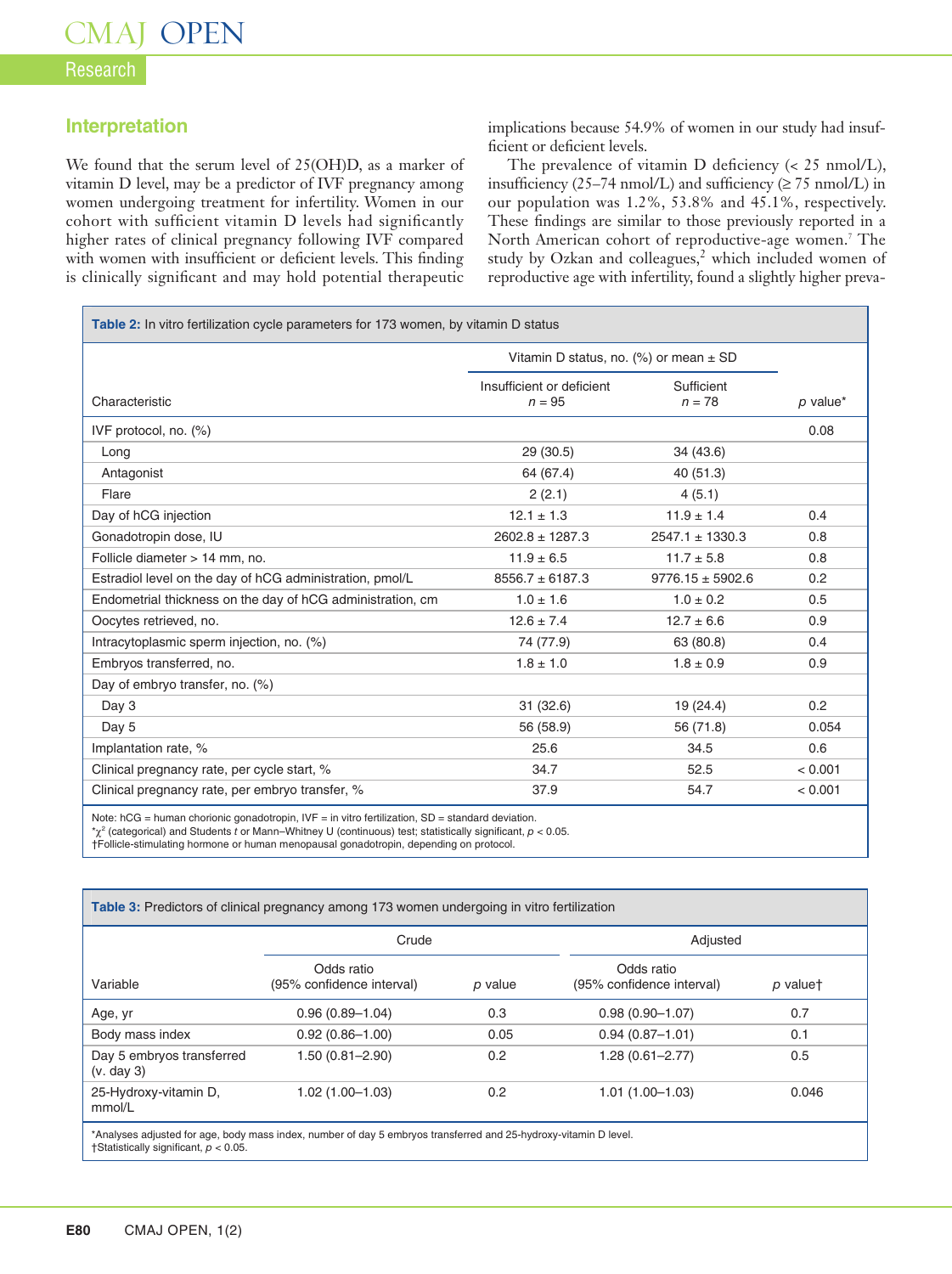## Interpretation

We found that the serum level of 25(OH)D, as a marker of vitamin D level, may be a predictor of IVF pregnancy among women undergoing treatment for infertility. Women in our cohort with sufficient vitamin D levels had significantly higher rates of clinical pregnancy following IVF compared with women with insufficient or deficient levels. This finding is clinically significant and may hold potential therapeutic implications because 54.9% of women in our study had insufficient or deficient levels.

The prevalence of vitamin D deficiency (< 25 nmol/L), insufficiency (25–74 nmol/L) and sufficiency (≥ 75 nmol/L) in our population was 1.2%, 53.8% and 45.1%, respectively. These findings are similar to those previously reported in a North American cohort of reproductive-age women.[7] The study by Ozkan and colleagues,[2] which included women of reproductive age with infertility, found a slightly higher preva-

**Table 2:** In vitro fertilization cycle parameters for 173 women, by vitamin D status

| Characteristic | Vitamin D status, no. (%) or mean ± SD | | p value* |
|---|---|---|---|
| | Insufficient or deficient *n* = 95 | Sufficient *n* = 78 | |
| IVF protocol, no. (%) | | | 0.08 |
| Long | 29 (30.5) | 34 (43.6) | |
| Antagonist | 64 (67.4) | 40 (51.3) | |
| Flare | 2 (2.1) | 4 (5.1) | |
| Day of hCG injection | 12.1 ± 1.3 | 11.9 ± 1.4 | 0.4 |
| Gonadotropin dose, IU | 2602.8 ± 1287.3 | 2547.1 ± 1330.3 | 0.8 |
| Follicle diameter > 14 mm, no. | 11.9 ± 6.5 | 11.7 ± 5.8 | 0.8 |
| Estradiol level on the day of hCG administration, pmol/L | 8556.7 ± 6187.3 | 9776.15 ± 5902.6 | 0.2 |
| Endometrial thickness on the day of hCG administration, cm | 1.0 ± 1.6 | 1.0 ± 0.2 | 0.5 |
| Oocytes retrieved, no. | 12.6 ± 7.4 | 12.7 ± 6.6 | 0.9 |
| Intracytoplasmic sperm injection, no. (%) | 74 (77.9) | 63 (80.8) | 0.4 |
| Embryos transferred, no. | 1.8 ± 1.0 | 1.8 ± 0.9 | 0.9 |
| Day of embryo transfer, no. (%) | | | |
| Day 3 | 31 (32.6) | 19 (24.4) | 0.2 |
| Day 5 | 56 (58.9) | 56 (71.8) | 0.054 |
| Implantation rate, % | 25.6 | 34.5 | 0.6 |
| Clinical pregnancy rate, per cycle start, % | 34.7 | 52.5 | < 0.001 |
| Clinical pregnancy rate, per embryo transfer, % | 37.9 | 54.7 | < 0.001 |

Note: hCG = human chorionic gonadotropin, IVF = in vitro fertilization, SD = standard deviation.
*$\chi^2$ (categorical) and Students *t* or Mann–Whitney U (continuous) test; statistically significant, $p < 0.05$.
†Follicle-stimulating hormone or human menopausal gonadotropin, depending on protocol.

**Table 3:** Predictors of clinical pregnancy among 173 women undergoing in vitro fertilization

| Variable | Crude | | Adjusted | |
|---|---|---|---|---|
| | Odds ratio (95% confidence interval) | p value | Odds ratio (95% confidence interval) | p value† |
| Age, yr | 0.96 (0.89–1.04) | 0.3 | 0.98 (0.90–1.07) | 0.7 |
| Body mass index | 0.92 (0.86–1.00) | 0.05 | 0.94 (0.87–1.01) | 0.1 |
| Day 5 embryos transferred (v. day 3) | 1.50 (0.81–2.90) | 0.2 | 1.28 (0.61–2.77) | 0.5 |
| 25-Hydroxy-vitamin D, mmol/L | 1.02 (1.00–1.03) | 0.2 | 1.01 (1.00–1.03) | 0.046 |

*Analyses adjusted for age, body mass index, number of day 5 embryos transferred and 25-hydroxy-vitamin D level.
†Statistically significant, $p < 0.05$.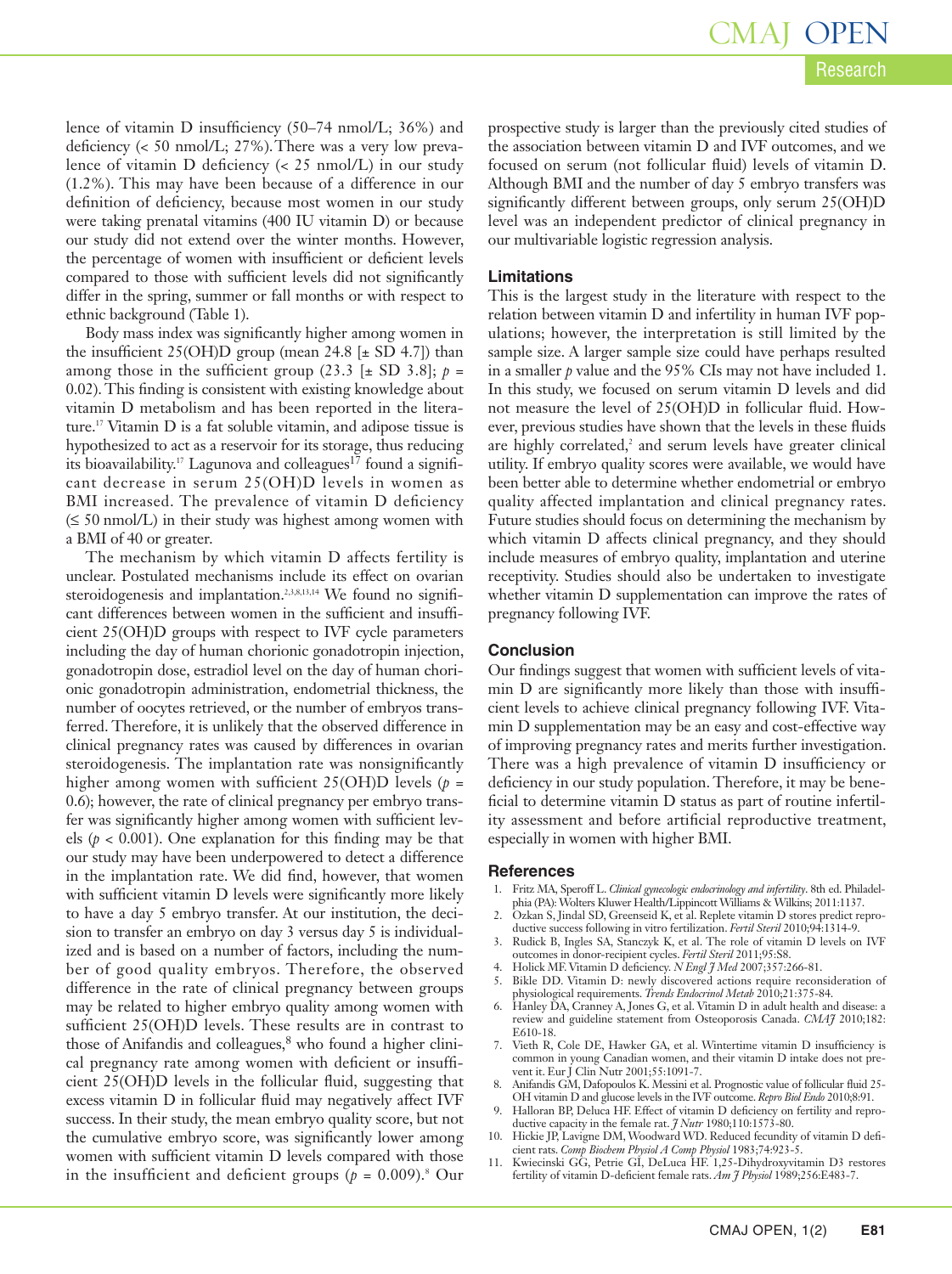lence of vitamin D insufficiency (50–74 nmol/L; 36%) and deficiency (< 50 nmol/L; 27%). There was a very low prevalence of vitamin D deficiency (< 25 nmol/L) in our study (1.2%). This may have been because of a difference in our definition of deficiency, because most women in our study were taking prenatal vitamins (400 IU vitamin D) or because our study did not extend over the winter months. However, the percentage of women with insufficient or deficient levels compared to those with sufficient levels did not significantly differ in the spring, summer or fall months or with respect to ethnic background (Table 1).

Body mass index was significantly higher among women in the insufficient 25(OH)D group (mean 24.8 [± SD 4.7]) than among those in the sufficient group (23.3 [± SD 3.8]; $p$ = 0.02). This finding is consistent with existing knowledge about vitamin D metabolism and has been reported in the literature.[17] Vitamin D is a fat soluble vitamin, and adipose tissue is hypothesized to act as a reservoir for its storage, thus reducing its bioavailability.[17] Lagunova and colleagues[17] found a significant decrease in serum 25(OH)D levels in women as BMI increased. The prevalence of vitamin D deficiency (≤ 50 nmol/L) in their study was highest among women with a BMI of 40 or greater.

The mechanism by which vitamin D affects fertility is unclear. Postulated mechanisms include its effect on ovarian steroidogenesis and implantation.[2,3,8,13,14] We found no significant differences between women in the sufficient and insufficient 25(OH)D groups with respect to IVF cycle parameters including the day of human chorionic gonadotropin injection, gonadotropin dose, estradiol level on the day of human chorionic gonadotropin administration, endometrial thickness, the number of oocytes retrieved, or the number of embryos transferred. Therefore, it is unlikely that the observed difference in clinical pregnancy rates was caused by differences in ovarian steroidogenesis. The implantation rate was nonsignificantly higher among women with sufficient 25(OH)D levels ($p$ = 0.6); however, the rate of clinical pregnancy per embryo transfer was significantly higher among women with sufficient levels ($p$ < 0.001). One explanation for this finding may be that our study may have been underpowered to detect a difference in the implantation rate. We did find, however, that women with sufficient vitamin D levels were significantly more likely to have a day 5 embryo transfer. At our institution, the decision to transfer an embryo on day 3 versus day 5 is individualized and is based on a number of factors, including the number of good quality embryos. Therefore, the observed difference in the rate of clinical pregnancy between groups may be related to higher embryo quality among women with sufficient 25(OH)D levels. These results are in contrast to those of Anifandis and colleagues,[8] who found a higher clinical pregnancy rate among women with deficient or insufficient 25(OH)D levels in the follicular fluid, suggesting that excess vitamin D in follicular fluid may negatively affect IVF success. In their study, the mean embryo quality score, but not the cumulative embryo score, was significantly lower among women with sufficient vitamin D levels compared with those in the insufficient and deficient groups ($p$ = 0.009).[8] Our prospective study is larger than the previously cited studies of the association between vitamin D and IVF outcomes, and we focused on serum (not follicular fluid) levels of vitamin D. Although BMI and the number of day 5 embryo transfers was significantly different between groups, only serum 25(OH)D level was an independent predictor of clinical pregnancy in our multivariable logistic regression analysis.

### Limitations

This is the largest study in the literature with respect to the relation between vitamin D and infertility in human IVF populations; however, the interpretation is still limited by the sample size. A larger sample size could have perhaps resulted in a smaller $p$ value and the 95% CIs may not have included 1. In this study, we focused on serum vitamin D levels and did not measure the level of 25(OH)D in follicular fluid. However, previous studies have shown that the levels in these fluids are highly correlated,[2] and serum levels have greater clinical utility. If embryo quality scores were available, we would have been better able to determine whether endometrial or embryo quality affected implantation and clinical pregnancy rates. Future studies should focus on determining the mechanism by which vitamin D affects clinical pregnancy, and they should include measures of embryo quality, implantation and uterine receptivity. Studies should also be undertaken to investigate whether vitamin D supplementation can improve the rates of pregnancy following IVF.

### Conclusion

Our findings suggest that women with sufficient levels of vitamin D are significantly more likely than those with insufficient levels to achieve clinical pregnancy following IVF. Vitamin D supplementation may be an easy and cost-effective way of improving pregnancy rates and merits further investigation. There was a high prevalence of vitamin D insufficiency or deficiency in our study population. Therefore, it may be beneficial to determine vitamin D status as part of routine infertility assessment and before artificial reproductive treatment, especially in women with higher BMI.

### References

1. Fritz MA, Speroff L. *Clinical gynecologic endocrinology and infertility*. 8th ed. Philadelphia (PA): Wolters Kluwer Health/Lippincott Williams & Wilkins; 2011:1137.
2. Ozkan S, Jindal SD, Greenseid K, et al. Replete vitamin D stores predict reproductive success following in vitro fertilization. *Fertil Steril* 2010;94:1314-9.
3. Rudick B, Ingles SA, Stanczyk K, et al. The role of vitamin D levels on IVF outcomes in donor-recipient cycles. *Fertil Steril* 2011;95:S8.
4. Holick MF. Vitamin D deficiency. *N Engl J Med* 2007;357:266-81.
5. Bikle DD. Vitamin D: newly discovered actions require reconsideration of physiological requirements. *Trends Endocrinol Metab* 2010;21:375-84.
6. Hanley DA, Cranney A, Jones G, et al. Vitamin D in adult health and disease: a review and guideline statement from Osteoporosis Canada. *CMAJ* 2010;182:E610-18.
7. Vieth R, Cole DE, Hawker GA, et al. Wintertime vitamin D insufficiency is common in young Canadian women, and their vitamin D intake does not prevent it. Eur J Clin Nutr 2001;55:1091-7.
8. Anifandis GM, Dafopoulos K. Messini et al. Prognostic value of follicular fluid 25-OH vitamin D and glucose levels in the IVF outcome. *Repro Biol Endo* 2010;8:91.
9. Halloran BP, Deluca HF. Effect of vitamin D deficiency on fertility and reproductive capacity in the female rat. *J Nutr* 1980;110:1573-80.
10. Hickie JP, Lavigne DM, Woodward WD. Reduced fecundity of vitamin D deficient rats. *Comp Biochem Physiol A Comp Physiol* 1983;74:923-5.
11. Kwiecinski GG, Petrie GI, DeLuca HF. 1,25-Dihydroxyvitamin D3 restores fertility of vitamin D-deficient female rats. *Am J Physiol* 1989;256:E483-7.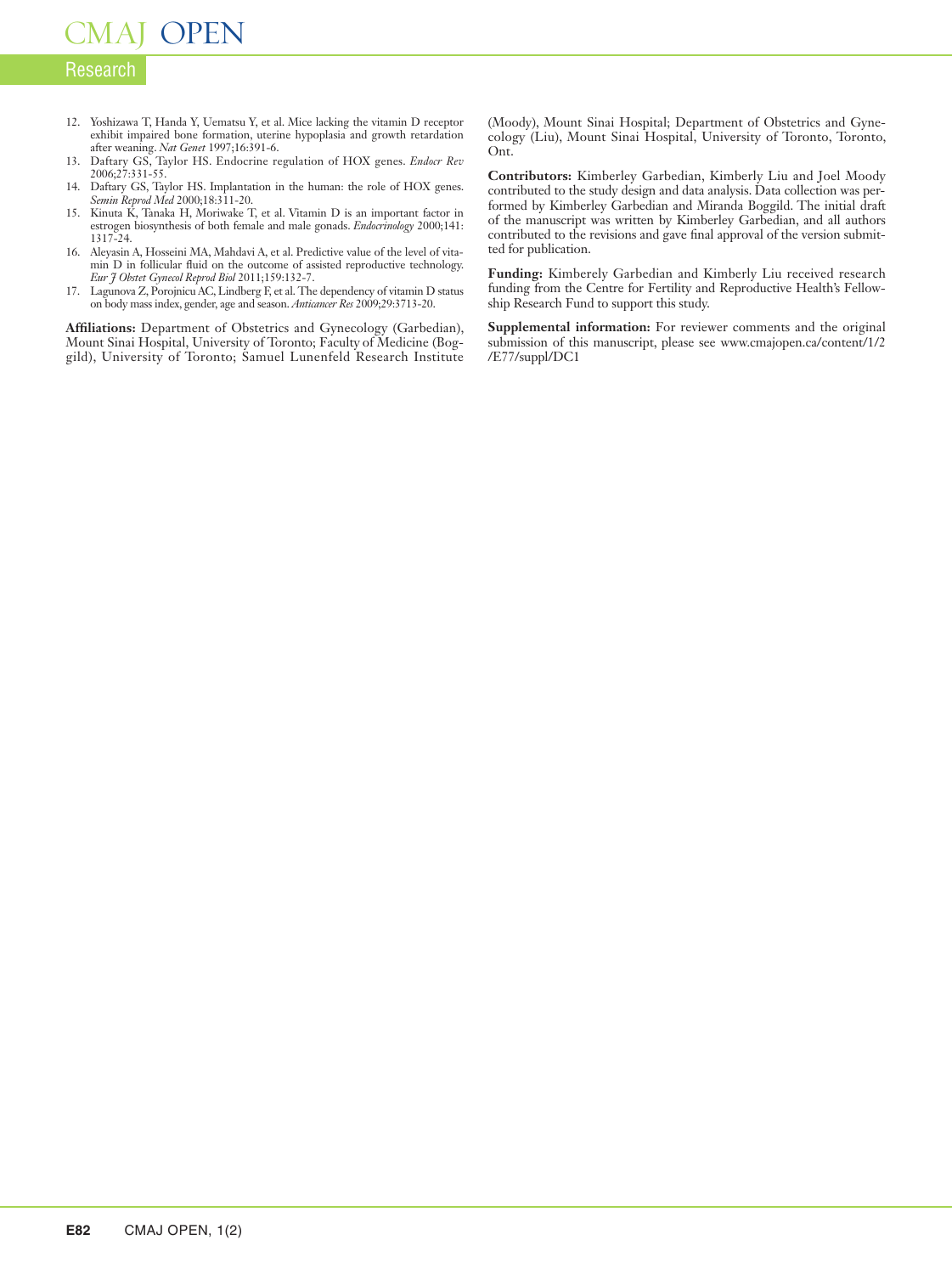12. Yoshizawa T, Handa Y, Uematsu Y, et al. Mice lacking the vitamin D receptor exhibit impaired bone formation, uterine hypoplasia and growth retardation after weaning. *Nat Genet* 1997;16:391-6.
13. Daftary GS, Taylor HS. Endocrine regulation of HOX genes. *Endocr Rev* 2006;27:331-55.
14. Daftary GS, Taylor HS. Implantation in the human: the role of HOX genes. *Semin Reprod Med* 2000;18:311-20.
15. Kinuta K, Tanaka H, Moriwake T, et al. Vitamin D is an important factor in estrogen biosynthesis of both female and male gonads. *Endocrinology* 2000;141:1317-24.
16. Aleyasin A, Hosseini MA, Mahdavi A, et al. Predictive value of the level of vitamin D in follicular fluid on the outcome of assisted reproductive technology. *Eur J Obstet Gynecol Reprod Biol* 2011;159:132-7.
17. Lagunova Z, Porojnicu AC, Lindberg F, et al. The dependency of vitamin D status on body mass index, gender, age and season. *Anticancer Res* 2009;29:3713-20.

**Affiliations:** Department of Obstetrics and Gynecology (Garbedian), Mount Sinai Hospital, University of Toronto; Faculty of Medicine (Boggild), University of Toronto; Samuel Lunenfeld Research Institute (Moody), Mount Sinai Hospital; Department of Obstetrics and Gynecology (Liu), Mount Sinai Hospital, University of Toronto, Toronto, Ont.

**Contributors:** Kimberley Garbedian, Kimberly Liu and Joel Moody contributed to the study design and data analysis. Data collection was performed by Kimberley Garbedian and Miranda Boggild. The initial draft of the manuscript was written by Kimberley Garbedian, and all authors contributed to the revisions and gave final approval of the version submitted for publication.

**Funding:** Kimberely Garbedian and Kimberly Liu received research funding from the Centre for Fertility and Reproductive Health's Fellowship Research Fund to support this study.

**Supplemental information:** For reviewer comments and the original submission of this manuscript, please see www.cmajopen.ca/content/1/2/E77/suppl/DC1